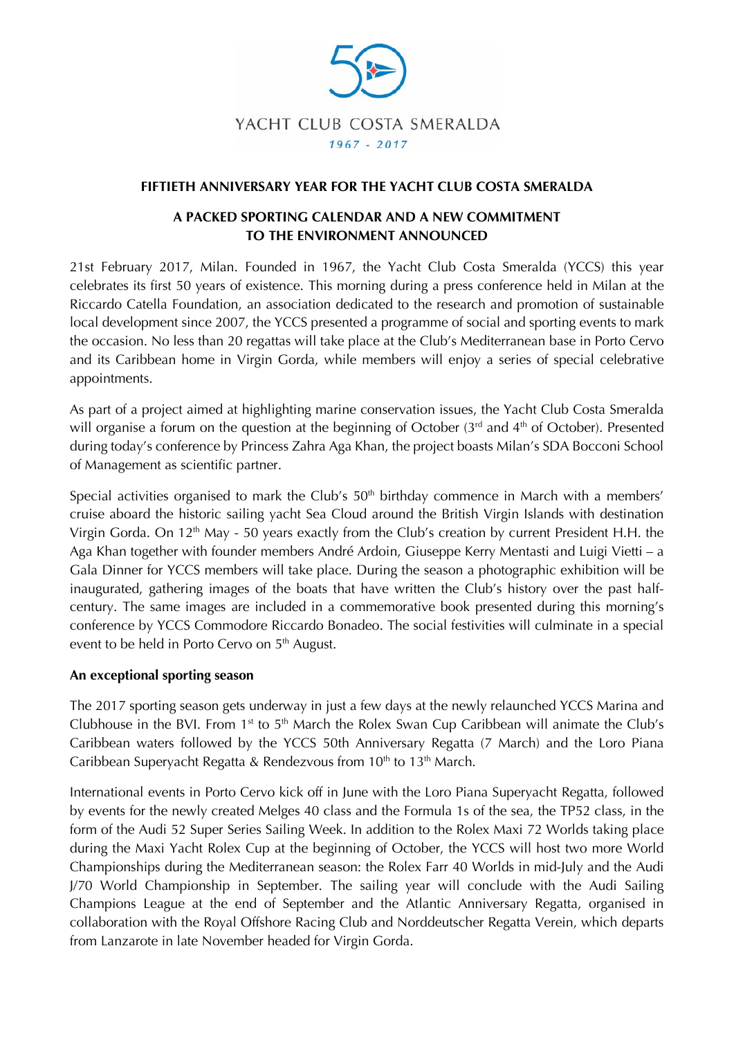YACHT CLUB COSTA SMERALDA

1967 - 2017

**FIFTIETH ANNIVERSARY YEAR FOR THE YACHT CLUB COSTA SMERALDA**

**A PACKED SPORTING CALENDAR AND A NEW COMMITMENT TO THE ENVIRONMENT ANNOUNCED**

21st February 2017, Milan. Founded in 1967, the Yacht Club Costa Smeralda (YCCS) this year celebrates its first 50 years of existence. This morning during a press conference held in Milan at the Riccardo Catella Foundation, an association dedicated to the research and promotion of sustainable local development since 2007, the YCCS presented a programme of social and sporting events to mark the occasion. No less than 20 regattas will take place at the Club's Mediterranean base in Porto Cervo and its Caribbean home in Virgin Gorda, while members will enjoy a series of special celebrative appointments.

As part of a project aimed at highlighting marine conservation issues, the Yacht Club Costa Smeralda will organise a forum on the question at the beginning of October (3rd and 4th of October). Presented during today's conference by Princess Zahra Aga Khan, the project boasts Milan's SDA Bocconi School of Management as scientific partner.

Special activities organised to mark the Club's 50th birthday commence in March with a members' cruise aboard the historic sailing yacht Sea Cloud around the British Virgin Islands with destination Virgin Gorda. On 12th May - 50 years exactly from the Club's creation by current President H.H. the Aga Khan together with founder members André Ardoin, Giuseppe Kerry Mentasti and Luigi Vietti – a Gala Dinner for YCCS members will take place. During the season a photographic exhibition will be inaugurated, gathering images of the boats that have written the Club's history over the past half-century. The same images are included in a commemorative book presented during this morning's conference by YCCS Commodore Riccardo Bonadeo. The social festivities will culminate in a special event to be held in Porto Cervo on 5th August.

**An exceptional sporting season**

The 2017 sporting season gets underway in just a few days at the newly relaunched YCCS Marina and Clubhouse in the BVI. From 1st to 5th March the Rolex Swan Cup Caribbean will animate the Club's Caribbean waters followed by the YCCS 50th Anniversary Regatta (7 March) and the Loro Piana Caribbean Superyacht Regatta & Rendezvous from 10th to 13th March.

International events in Porto Cervo kick off in June with the Loro Piana Superyacht Regatta, followed by events for the newly created Melges 40 class and the Formula 1s of the sea, the TP52 class, in the form of the Audi 52 Super Series Sailing Week. In addition to the Rolex Maxi 72 Worlds taking place during the Maxi Yacht Rolex Cup at the beginning of October, the YCCS will host two more World Championships during the Mediterranean season: the Rolex Farr 40 Worlds in mid-July and the Audi J/70 World Championship in September. The sailing year will conclude with the Audi Sailing Champions League at the end of September and the Atlantic Anniversary Regatta, organised in collaboration with the Royal Offshore Racing Club and Norddeutscher Regatta Verein, which departs from Lanzarote in late November headed for Virgin Gorda.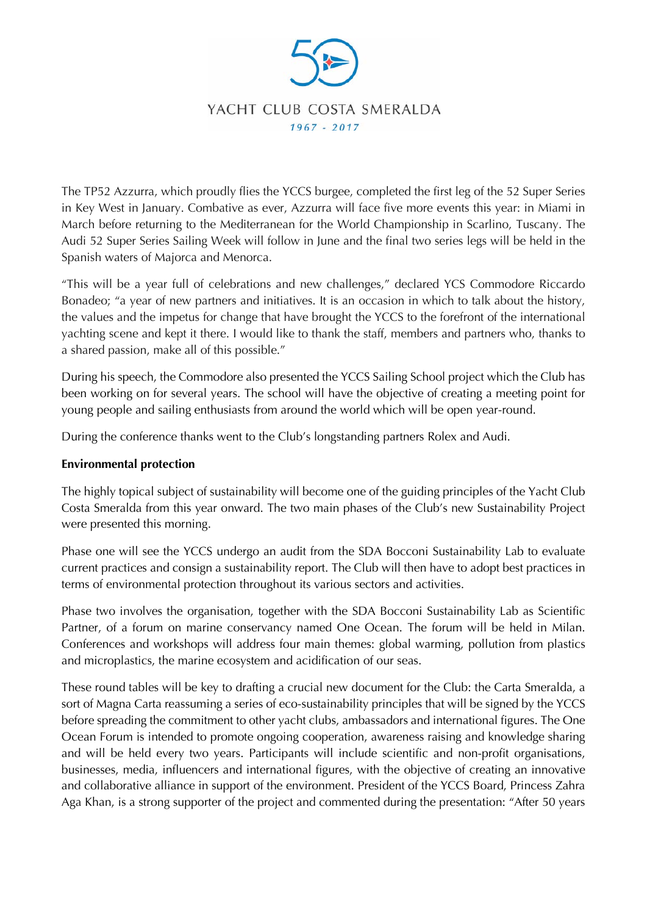The TP52 Azzurra, which proudly flies the YCCS burgee, completed the first leg of the 52 Super Series in Key West in January. Combative as ever, Azzurra will face five more events this year: in Miami in March before returning to the Mediterranean for the World Championship in Scarlino, Tuscany. The Audi 52 Super Series Sailing Week will follow in June and the final two series legs will be held in the Spanish waters of Majorca and Menorca.

"This will be a year full of celebrations and new challenges," declared YCS Commodore Riccardo Bonadeo; "a year of new partners and initiatives. It is an occasion in which to talk about the history, the values and the impetus for change that have brought the YCCS to the forefront of the international yachting scene and kept it there. I would like to thank the staff, members and partners who, thanks to a shared passion, make all of this possible."

During his speech, the Commodore also presented the YCCS Sailing School project which the Club has been working on for several years. The school will have the objective of creating a meeting point for young people and sailing enthusiasts from around the world which will be open year-round.

During the conference thanks went to the Club's longstanding partners Rolex and Audi.

**Environmental protection**

The highly topical subject of sustainability will become one of the guiding principles of the Yacht Club Costa Smeralda from this year onward. The two main phases of the Club's new Sustainability Project were presented this morning.

Phase one will see the YCCS undergo an audit from the SDA Bocconi Sustainability Lab to evaluate current practices and consign a sustainability report. The Club will then have to adopt best practices in terms of environmental protection throughout its various sectors and activities.

Phase two involves the organisation, together with the SDA Bocconi Sustainability Lab as Scientific Partner, of a forum on marine conservancy named One Ocean. The forum will be held in Milan. Conferences and workshops will address four main themes: global warming, pollution from plastics and microplastics, the marine ecosystem and acidification of our seas.

These round tables will be key to drafting a crucial new document for the Club: the Carta Smeralda, a sort of Magna Carta reassuming a series of eco-sustainability principles that will be signed by the YCCS before spreading the commitment to other yacht clubs, ambassadors and international figures. The One Ocean Forum is intended to promote ongoing cooperation, awareness raising and knowledge sharing and will be held every two years. Participants will include scientific and non-profit organisations, businesses, media, influencers and international figures, with the objective of creating an innovative and collaborative alliance in support of the environment. President of the YCCS Board, Princess Zahra Aga Khan, is a strong supporter of the project and commented during the presentation: "After 50 years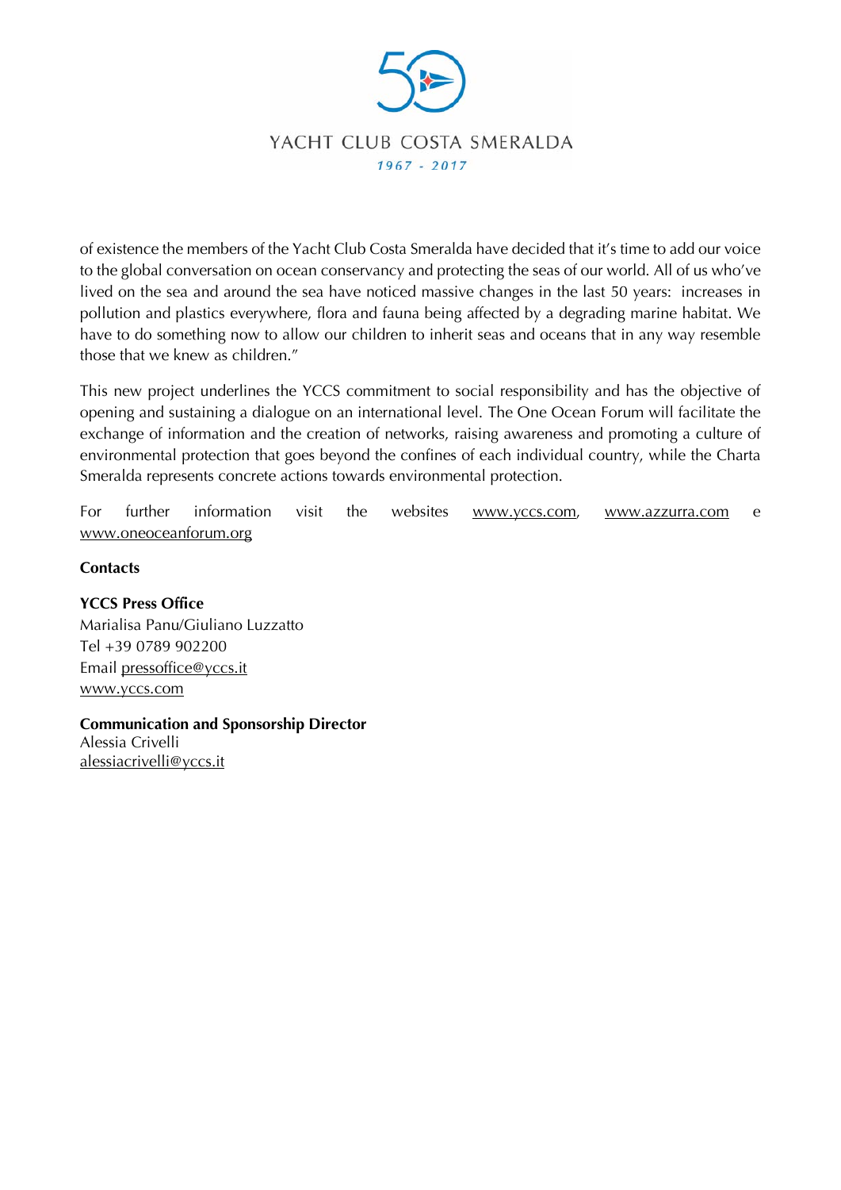of existence the members of the Yacht Club Costa Smeralda have decided that it's time to add our voice to the global conversation on ocean conservancy and protecting the seas of our world. All of us who've lived on the sea and around the sea have noticed massive changes in the last 50 years: increases in pollution and plastics everywhere, flora and fauna being affected by a degrading marine habitat. We have to do something now to allow our children to inherit seas and oceans that in any way resemble those that we knew as children."

This new project underlines the YCCS commitment to social responsibility and has the objective of opening and sustaining a dialogue on an international level. The One Ocean Forum will facilitate the exchange of information and the creation of networks, raising awareness and promoting a culture of environmental protection that goes beyond the confines of each individual country, while the Charta Smeralda represents concrete actions towards environmental protection.

For further information visit the websites www.yccs.com, www.azzurra.com e www.oneoceanforum.org

**Contacts**

**YCCS Press Office**
Marialisa Panu/Giuliano Luzzatto
Tel +39 0789 902200
Email pressoffice@yccs.it
www.yccs.com

**Communication and Sponsorship Director**
Alessia Crivelli
alessiacrivelli@yccs.it